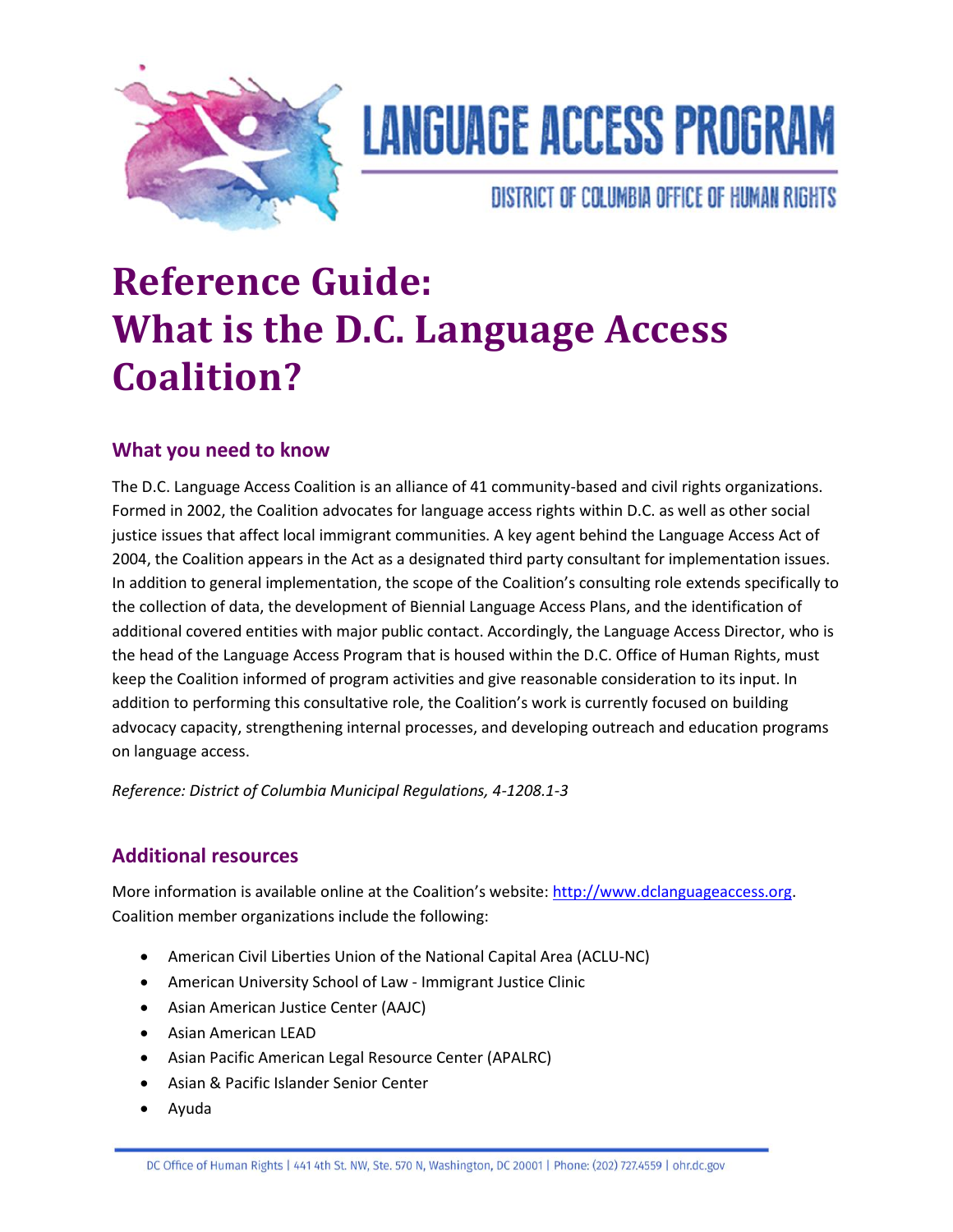# LANGUAGE ACCESS PROGRAM

DISTRICT OF COLUMBIA OFFICE OF HUMAN RIGHTS

# Reference Guide: What is the D.C. Language Access Coalition?

## What you need to know

The D.C. Language Access Coalition is an alliance of 41 community-based and civil rights organizations. Formed in 2002, the Coalition advocates for language access rights within D.C. as well as other social justice issues that affect local immigrant communities. A key agent behind the Language Access Act of 2004, the Coalition appears in the Act as a designated third party consultant for implementation issues. In addition to general implementation, the scope of the Coalition's consulting role extends specifically to the collection of data, the development of Biennial Language Access Plans, and the identification of additional covered entities with major public contact. Accordingly, the Language Access Director, who is the head of the Language Access Program that is housed within the D.C. Office of Human Rights, must keep the Coalition informed of program activities and give reasonable consideration to its input. In addition to performing this consultative role, the Coalition's work is currently focused on building advocacy capacity, strengthening internal processes, and developing outreach and education programs on language access.

*Reference: District of Columbia Municipal Regulations, 4-1208.1-3*

## Additional resources

More information is available online at the Coalition's website: [http://www.dclanguageaccess.org](http://www.dclanguageaccess.org). Coalition member organizations include the following:

- American Civil Liberties Union of the National Capital Area (ACLU-NC)
- American University School of Law - Immigrant Justice Clinic
- Asian American Justice Center (AAJC)
- Asian American LEAD
- Asian Pacific American Legal Resource Center (APALRC)
- Asian & Pacific Islander Senior Center
- Ayuda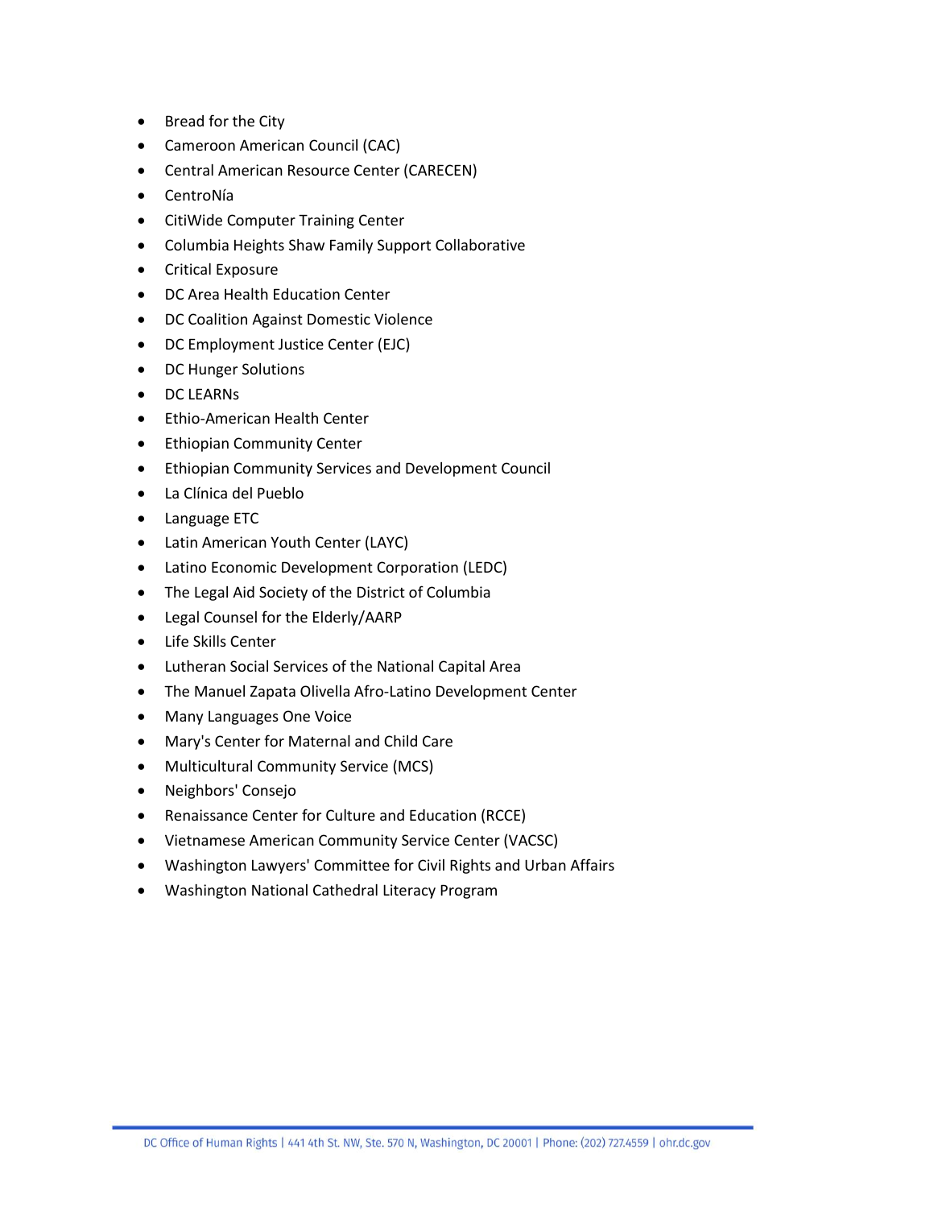- Bread for the City
- Cameroon American Council (CAC)
- Central American Resource Center (CARECEN)
- CentroNía
- CitiWide Computer Training Center
- Columbia Heights Shaw Family Support Collaborative
- Critical Exposure
- DC Area Health Education Center
- DC Coalition Against Domestic Violence
- DC Employment Justice Center (EJC)
- DC Hunger Solutions
- DC LEARNs
- Ethio-American Health Center
- Ethiopian Community Center
- Ethiopian Community Services and Development Council
- La Clínica del Pueblo
- Language ETC
- Latin American Youth Center (LAYC)
- Latino Economic Development Corporation (LEDC)
- The Legal Aid Society of the District of Columbia
- Legal Counsel for the Elderly/AARP
- Life Skills Center
- Lutheran Social Services of the National Capital Area
- The Manuel Zapata Olivella Afro-Latino Development Center
- Many Languages One Voice
- Mary's Center for Maternal and Child Care
- Multicultural Community Service (MCS)
- Neighbors' Consejo
- Renaissance Center for Culture and Education (RCCE)
- Vietnamese American Community Service Center (VACSC)
- Washington Lawyers' Committee for Civil Rights and Urban Affairs
- Washington National Cathedral Literacy Program